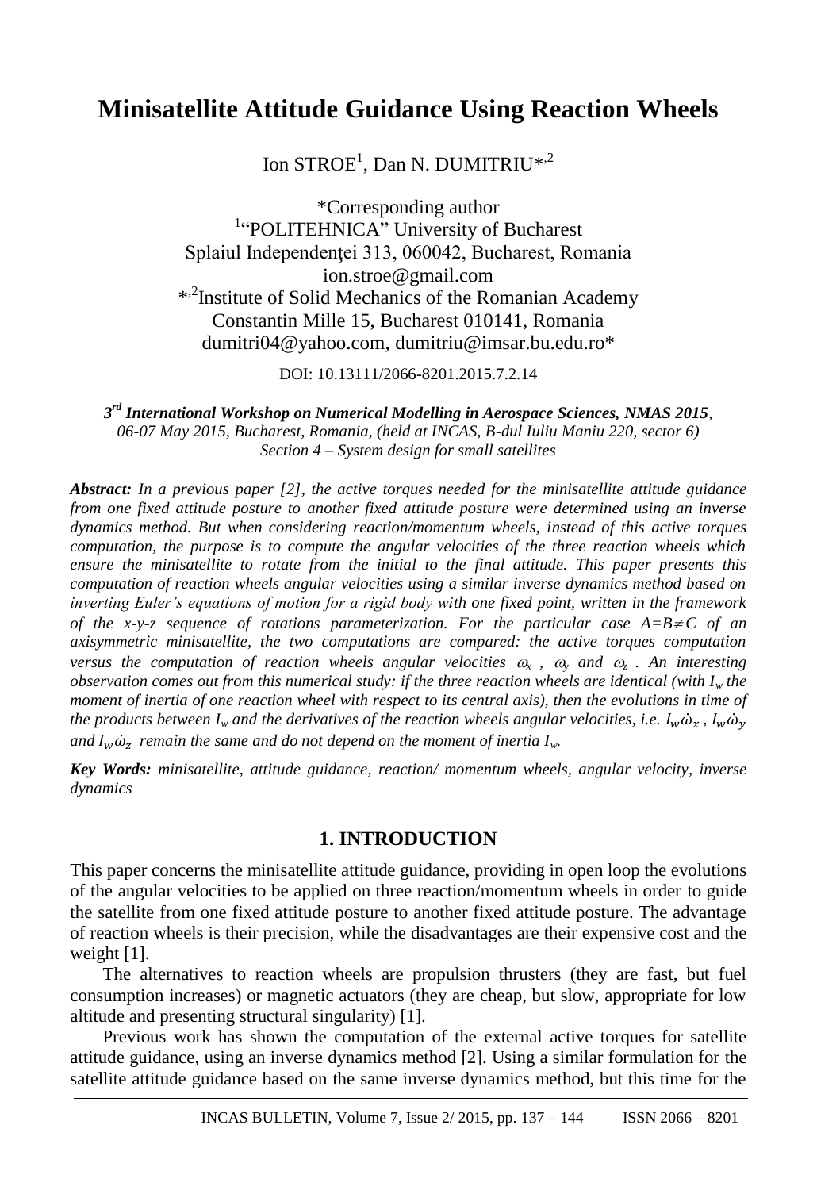# Minisatellite Attitude Guidance Using Reaction Wheels

Ion STROE[1], Dan N. DUMITRIU*[,2]

*Corresponding author
[1]"POLITEHNICA" University of Bucharest
Splaiul Independenţei 313, 060042, Bucharest, Romania
ion.stroe@gmail.com
*[,2]Institute of Solid Mechanics of the Romanian Academy
Constantin Mille 15, Bucharest 010141, Romania
dumitri04@yahoo.com, dumitriu@imsar.bu.edu.ro*

DOI: 10.13111/2066-8201.2015.7.2.14

***3rd International Workshop on Numerical Modelling in Aerospace Sciences, NMAS 2015****,*
*06-07 May 2015, Bucharest, Romania, (held at INCAS, B-dul Iuliu Maniu 220, sector 6)*
*Section 4 – System design for small satellites*

***Abstract:*** *In a previous paper [2], the active torques needed for the minisatellite attitude guidance from one fixed attitude posture to another fixed attitude posture were determined using an inverse dynamics method. But when considering reaction/momentum wheels, instead of this active torques computation, the purpose is to compute the angular velocities of the three reaction wheels which ensure the minisatellite to rotate from the initial to the final attitude. This paper presents this computation of reaction wheels angular velocities using a similar inverse dynamics method based on inverting Euler's equations of motion for a rigid body with one fixed point, written in the framework of the x-y-z sequence of rotations parameterization. For the particular case $A=B\neq C$ of an axisymmetric minisatellite, the two computations are compared: the active torques computation versus the computation of reaction wheels angular velocities $\omega_x$ , $\omega_y$ and $\omega_z$ . An interesting observation comes out from this numerical study: if the three reaction wheels are identical (with $I_w$ the moment of inertia of one reaction wheel with respect to its central axis), then the evolutions in time of the products between $I_w$ and the derivatives of the reaction wheels angular velocities, i.e. $I_w\dot{\omega}_x$ , $I_w\dot{\omega}_y$ and $I_w\dot{\omega}_z$ remain the same and do not depend on the moment of inertia $I_w$.*

***Key Words:*** *minisatellite, attitude guidance, reaction/ momentum wheels, angular velocity, inverse dynamics*

## 1. INTRODUCTION

This paper concerns the minisatellite attitude guidance, providing in open loop the evolutions of the angular velocities to be applied on three reaction/momentum wheels in order to guide the satellite from one fixed attitude posture to another fixed attitude posture. The advantage of reaction wheels is their precision, while the disadvantages are their expensive cost and the weight [1].

The alternatives to reaction wheels are propulsion thrusters (they are fast, but fuel consumption increases) or magnetic actuators (they are cheap, but slow, appropriate for low altitude and presenting structural singularity) [1].

Previous work has shown the computation of the external active torques for satellite attitude guidance, using an inverse dynamics method [2]. Using a similar formulation for the satellite attitude guidance based on the same inverse dynamics method, but this time for the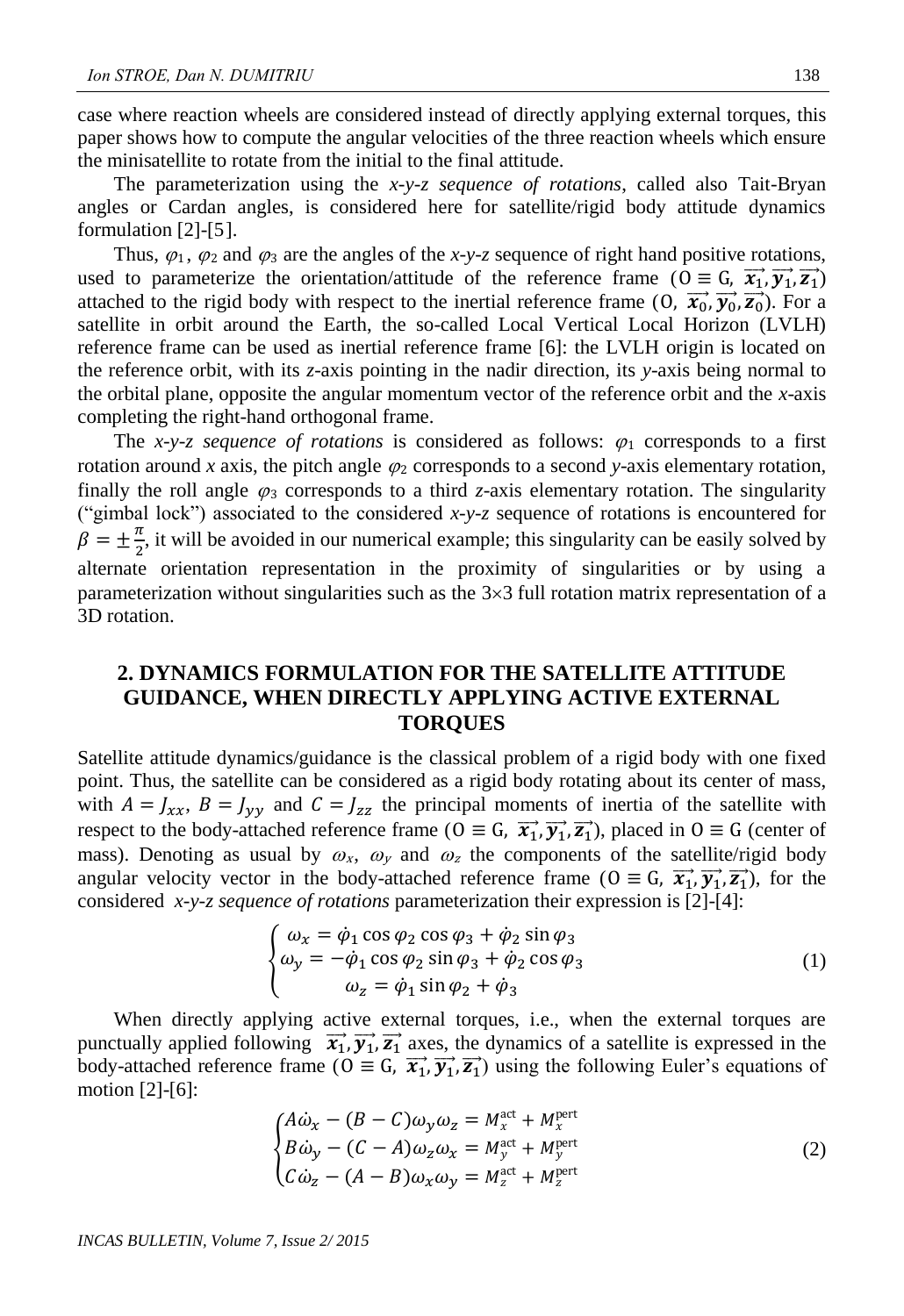case where reaction wheels are considered instead of directly applying external torques, this paper shows how to compute the angular velocities of the three reaction wheels which ensure the minisatellite to rotate from the initial to the final attitude.

The parameterization using the *x-y-z sequence of rotations*, called also Tait-Bryan angles or Cardan angles, is considered here for satellite/rigid body attitude dynamics formulation [2]-[5].

Thus, $\varphi_1$, $\varphi_2$ and $\varphi_3$ are the angles of the *x-y-z* sequence of right hand positive rotations, used to parameterize the orientation/attitude of the reference frame ($\mathrm{O} \equiv \mathrm{G}$, $\overrightarrow{x_1}, \overrightarrow{y_1}, \overrightarrow{z_1}$) attached to the rigid body with respect to the inertial reference frame ($\mathrm{O}$, $\overrightarrow{x_0}, \overrightarrow{y_0}, \overrightarrow{z_0}$). For a satellite in orbit around the Earth, the so-called Local Vertical Local Horizon (LVLH) reference frame can be used as inertial reference frame [6]: the LVLH origin is located on the reference orbit, with its *z*-axis pointing in the nadir direction, its *y*-axis being normal to the orbital plane, opposite the angular momentum vector of the reference orbit and the *x*-axis completing the right-hand orthogonal frame.

The *x-y-z sequence of rotations* is considered as follows: $\varphi_1$ corresponds to a first rotation around *x* axis, the pitch angle $\varphi_2$ corresponds to a second *y*-axis elementary rotation, finally the roll angle $\varphi_3$ corresponds to a third *z*-axis elementary rotation. The singularity ("gimbal lock") associated to the considered *x-y-z* sequence of rotations is encountered for $\beta = \pm\frac{\pi}{2}$, it will be avoided in our numerical example; this singularity can be easily solved by alternate orientation representation in the proximity of singularities or by using a parameterization without singularities such as the 3×3 full rotation matrix representation of a 3D rotation.

## 2. DYNAMICS FORMULATION FOR THE SATELLITE ATTITUDE GUIDANCE, WHEN DIRECTLY APPLYING ACTIVE EXTERNAL TORQUES

Satellite attitude dynamics/guidance is the classical problem of a rigid body with one fixed point. Thus, the satellite can be considered as a rigid body rotating about its center of mass, with $A = J_{xx}$, $B = J_{yy}$ and $C = J_{zz}$ the principal moments of inertia of the satellite with respect to the body-attached reference frame ($\mathrm{O} \equiv \mathrm{G}$, $\overrightarrow{x_1}, \overrightarrow{y_1}, \overrightarrow{z_1}$), placed in $\mathrm{O} \equiv \mathrm{G}$ (center of mass). Denoting as usual by $\omega_x$, $\omega_y$ and $\omega_z$ the components of the satellite/rigid body angular velocity vector in the body-attached reference frame ($\mathrm{O} \equiv \mathrm{G}$, $\overrightarrow{x_1}, \overrightarrow{y_1}, \overrightarrow{z_1}$), for the considered *x-y-z sequence of rotations* parameterization their expression is [2]-[4]:

$$
\begin{cases}
\omega_x = \dot{\varphi}_1 \cos\varphi_2 \cos\varphi_3 + \dot{\varphi}_2 \sin\varphi_3 \\
\omega_y = -\dot{\varphi}_1 \cos\varphi_2 \sin\varphi_3 + \dot{\varphi}_2 \cos\varphi_3 \\
\omega_z = \dot{\varphi}_1 \sin\varphi_2 + \dot{\varphi}_3
\end{cases}
\tag{1}
$$

When directly applying active external torques, i.e., when the external torques are punctually applied following $\overrightarrow{x_1}, \overrightarrow{y_1}, \overrightarrow{z_1}$ axes, the dynamics of a satellite is expressed in the body-attached reference frame ($\mathrm{O} \equiv \mathrm{G}$, $\overrightarrow{x_1}, \overrightarrow{y_1}, \overrightarrow{z_1}$) using the following Euler's equations of motion [2]-[6]:

$$
\begin{cases}
A\dot{\omega}_x - (B - C)\omega_y\omega_z = M_x^{\mathrm{act}} + M_x^{\mathrm{pert}} \\
B\dot{\omega}_y - (C - A)\omega_z\omega_x = M_y^{\mathrm{act}} + M_y^{\mathrm{pert}} \\
C\dot{\omega}_z - (A - B)\omega_x\omega_y = M_z^{\mathrm{act}} + M_z^{\mathrm{pert}}
\end{cases}
\tag{2}
$$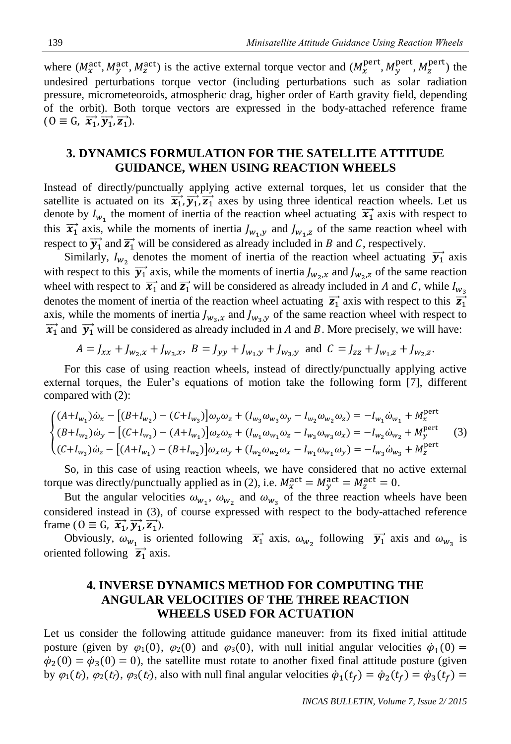where $(M_x^{\text{act}}, M_y^{\text{act}}, M_z^{\text{act}})$ is the active external torque vector and $(M_x^{\text{pert}}, M_y^{\text{pert}}, M_z^{\text{pert}})$ the undesired perturbations torque vector (including perturbations such as solar radiation pressure, micrometeoroids, atmospheric drag, higher order of Earth gravity field, depending of the orbit). Both torque vectors are expressed in the body-attached reference frame $(O \equiv G,\ \overrightarrow{x_1}, \overrightarrow{y_1}, \overrightarrow{z_1})$.

## 3. DYNAMICS FORMULATION FOR THE SATELLITE ATTITUDE GUIDANCE, WHEN USING REACTION WHEELS

Instead of directly/punctually applying active external torques, let us consider that the satellite is actuated on its $\overrightarrow{x_1}, \overrightarrow{y_1}, \overrightarrow{z_1}$ axes by using three identical reaction wheels. Let us denote by $I_{w_1}$ the moment of inertia of the reaction wheel actuating $\overrightarrow{x_1}$ axis with respect to this $\overrightarrow{x_1}$ axis, while the moments of inertia $J_{w_1,y}$ and $J_{w_1,z}$ of the same reaction wheel with respect to $\overrightarrow{y_1}$ and $\overrightarrow{z_1}$ will be considered as already included in $B$ and $C$, respectively.

Similarly, $I_{w_2}$ denotes the moment of inertia of the reaction wheel actuating $\overrightarrow{y_1}$ axis with respect to this $\overrightarrow{y_1}$ axis, while the moments of inertia $J_{w_2,x}$ and $J_{w_2,z}$ of the same reaction wheel with respect to $\overrightarrow{x_1}$ and $\overrightarrow{z_1}$ will be considered as already included in $A$ and $C$, while $I_{w_3}$ denotes the moment of inertia of the reaction wheel actuating $\overrightarrow{z_1}$ axis with respect to this $\overrightarrow{z_1}$ axis, while the moments of inertia $J_{w_3,x}$ and $J_{w_3,y}$ of the same reaction wheel with respect to $\overrightarrow{x_1}$ and $\overrightarrow{y_1}$ will be considered as already included in $A$ and $B$. More precisely, we will have:

$$A = J_{xx} + J_{w_2,x} + J_{w_3,x},\ B = J_{yy} + J_{w_1,y} + J_{w_3,y} \text{ and } C = J_{zz} + J_{w_1,z} + J_{w_2,z}.$$

For this case of using reaction wheels, instead of directly/punctually applying active external torques, the Euler's equations of motion take the following form [7], different compared with (2):

$$\begin{cases} (A+I_{w_1})\dot{\omega}_x - \left[(B+I_{w_2}) - (C+I_{w_3})\right]\omega_y\omega_z + (I_{w_3}\omega_{w_3}\omega_y - I_{w_2}\omega_{w_2}\omega_z) = -I_{w_1}\dot{\omega}_{w_1} + M_x^{\text{pert}} \\ (B+I_{w_2})\dot{\omega}_y - \left[(C+I_{w_3}) - (A+I_{w_1})\right]\omega_z\omega_x + (I_{w_1}\omega_{w_1}\omega_z - I_{w_3}\omega_{w_3}\omega_x) = -I_{w_2}\dot{\omega}_{w_2} + M_y^{\text{pert}} \\ (C+I_{w_3})\dot{\omega}_z - \left[(A+I_{w_1}) - (B+I_{w_2})\right]\omega_x\omega_y + (I_{w_2}\omega_{w_2}\omega_x - I_{w_1}\omega_{w_1}\omega_y) = -I_{w_3}\dot{\omega}_{w_3} + M_z^{\text{pert}} \end{cases} \quad (3)$$

So, in this case of using reaction wheels, we have considered that no active external torque was directly/punctually applied as in (2), i.e. $M_x^{\text{act}} = M_y^{\text{act}} = M_z^{\text{act}} = 0$.

But the angular velocities $\omega_{w_1}$, $\omega_{w_2}$ and $\omega_{w_3}$ of the three reaction wheels have been considered instead in (3), of course expressed with respect to the body-attached reference frame $(O \equiv G,\ \overrightarrow{x_1}, \overrightarrow{y_1}, \overrightarrow{z_1})$.

Obviously, $\omega_{w_1}$ is oriented following $\overrightarrow{x_1}$ axis, $\omega_{w_2}$ following $\overrightarrow{y_1}$ axis and $\omega_{w_3}$ is oriented following $\overrightarrow{z_1}$ axis.

## 4. INVERSE DYNAMICS METHOD FOR COMPUTING THE ANGULAR VELOCITIES OF THE THREE REACTION WHEELS USED FOR ACTUATION

Let us consider the following attitude guidance maneuver: from its fixed initial attitude posture (given by $\varphi_1(0)$, $\varphi_2(0)$ and $\varphi_3(0)$, with null initial angular velocities $\dot{\varphi}_1(0) = \dot{\varphi}_2(0) = \dot{\varphi}_3(0) = 0$), the satellite must rotate to another fixed final attitude posture (given by $\varphi_1(t_f)$, $\varphi_2(t_f)$, $\varphi_3(t_f)$, also with null final angular velocities $\dot{\varphi}_1(t_f) = \dot{\varphi}_2(t_f) = \dot{\varphi}_3(t_f) =$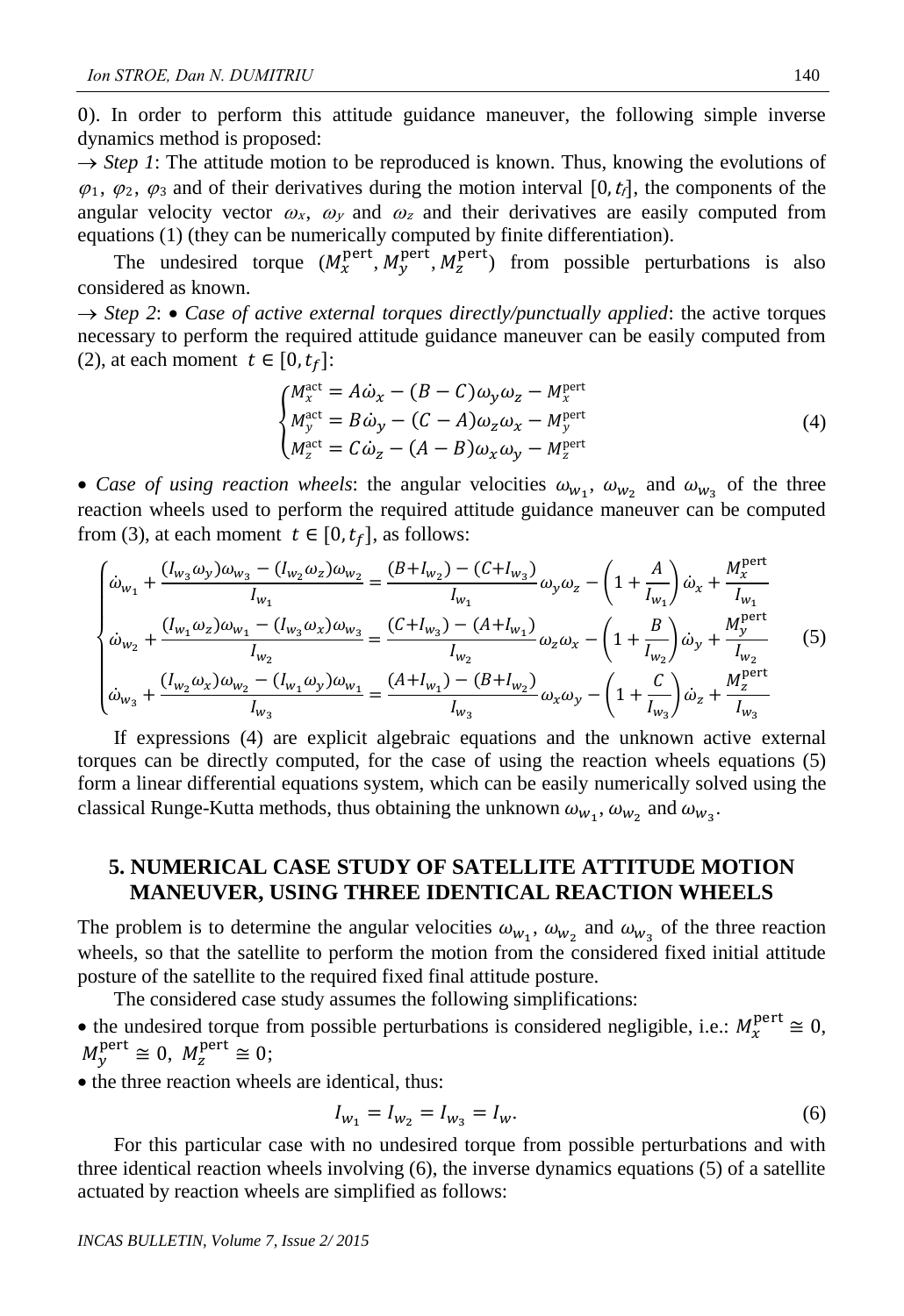0). In order to perform this attitude guidance maneuver, the following simple inverse dynamics method is proposed:

→ *Step 1*: The attitude motion to be reproduced is known. Thus, knowing the evolutions of $\varphi_1$, $\varphi_2$, $\varphi_3$ and of their derivatives during the motion interval $[0, t_f]$, the components of the angular velocity vector $\omega_x$, $\omega_y$ and $\omega_z$ and their derivatives are easily computed from equations (1) (they can be numerically computed by finite differentiation).

The undesired torque $(M_x^{\text{pert}}, M_y^{\text{pert}}, M_z^{\text{pert}})$ from possible perturbations is also considered as known.

→ *Step 2*: • *Case of active external torques directly/punctually applied*: the active torques necessary to perform the required attitude guidance maneuver can be easily computed from (2), at each moment $t \in [0, t_f]$:

$$\begin{cases} M_x^{\text{act}} = A\dot{\omega}_x - (B - C)\omega_y \omega_z - M_x^{\text{pert}} \\ M_y^{\text{act}} = B\dot{\omega}_y - (C - A)\omega_z \omega_x - M_y^{\text{pert}} \\ M_z^{\text{act}} = C\dot{\omega}_z - (A - B)\omega_x \omega_y - M_z^{\text{pert}} \end{cases} \tag{4}$$

• *Case of using reaction wheels*: the angular velocities $\omega_{w_1}$, $\omega_{w_2}$ and $\omega_{w_3}$ of the three reaction wheels used to perform the required attitude guidance maneuver can be computed from (3), at each moment $t \in [0, t_f]$, as follows:

$$\begin{cases} \dot{\omega}_{w_1} + \dfrac{(I_{w_3}\omega_y)\omega_{w_3} - (I_{w_2}\omega_z)\omega_{w_2}}{I_{w_1}} = \dfrac{(B+I_{w_2}) - (C+I_{w_3})}{I_{w_1}}\omega_y\omega_z - \left(1 + \dfrac{A}{I_{w_1}}\right)\dot{\omega}_x + \dfrac{M_x^{\text{pert}}}{I_{w_1}} \\ \dot{\omega}_{w_2} + \dfrac{(I_{w_1}\omega_z)\omega_{w_1} - (I_{w_3}\omega_x)\omega_{w_3}}{I_{w_2}} = \dfrac{(C+I_{w_3}) - (A+I_{w_1})}{I_{w_2}}\omega_z\omega_x - \left(1 + \dfrac{B}{I_{w_2}}\right)\dot{\omega}_y + \dfrac{M_y^{\text{pert}}}{I_{w_2}} \\ \dot{\omega}_{w_3} + \dfrac{(I_{w_2}\omega_x)\omega_{w_2} - (I_{w_1}\omega_y)\omega_{w_1}}{I_{w_3}} = \dfrac{(A+I_{w_1}) - (B+I_{w_2})}{I_{w_3}}\omega_x\omega_y - \left(1 + \dfrac{C}{I_{w_3}}\right)\dot{\omega}_z + \dfrac{M_z^{\text{pert}}}{I_{w_3}} \end{cases} \tag{5}$$

If expressions (4) are explicit algebraic equations and the unknown active external torques can be directly computed, for the case of using the reaction wheels equations (5) form a linear differential equations system, which can be easily numerically solved using the classical Runge-Kutta methods, thus obtaining the unknown $\omega_{w_1}$, $\omega_{w_2}$ and $\omega_{w_3}$.

## 5. NUMERICAL CASE STUDY OF SATELLITE ATTITUDE MOTION MANEUVER, USING THREE IDENTICAL REACTION WHEELS

The problem is to determine the angular velocities $\omega_{w_1}$, $\omega_{w_2}$ and $\omega_{w_3}$ of the three reaction wheels, so that the satellite to perform the motion from the considered fixed initial attitude posture of the satellite to the required fixed final attitude posture.

The considered case study assumes the following simplifications:

• the undesired torque from possible perturbations is considered negligible, i.e.: $M_x^{\text{pert}} \cong 0$, $M_y^{\text{pert}} \cong 0$, $M_z^{\text{pert}} \cong 0$;

• the three reaction wheels are identical, thus:

$$I_{w_1} = I_{w_2} = I_{w_3} = I_w. \tag{6}$$

For this particular case with no undesired torque from possible perturbations and with three identical reaction wheels involving (6), the inverse dynamics equations (5) of a satellite actuated by reaction wheels are simplified as follows: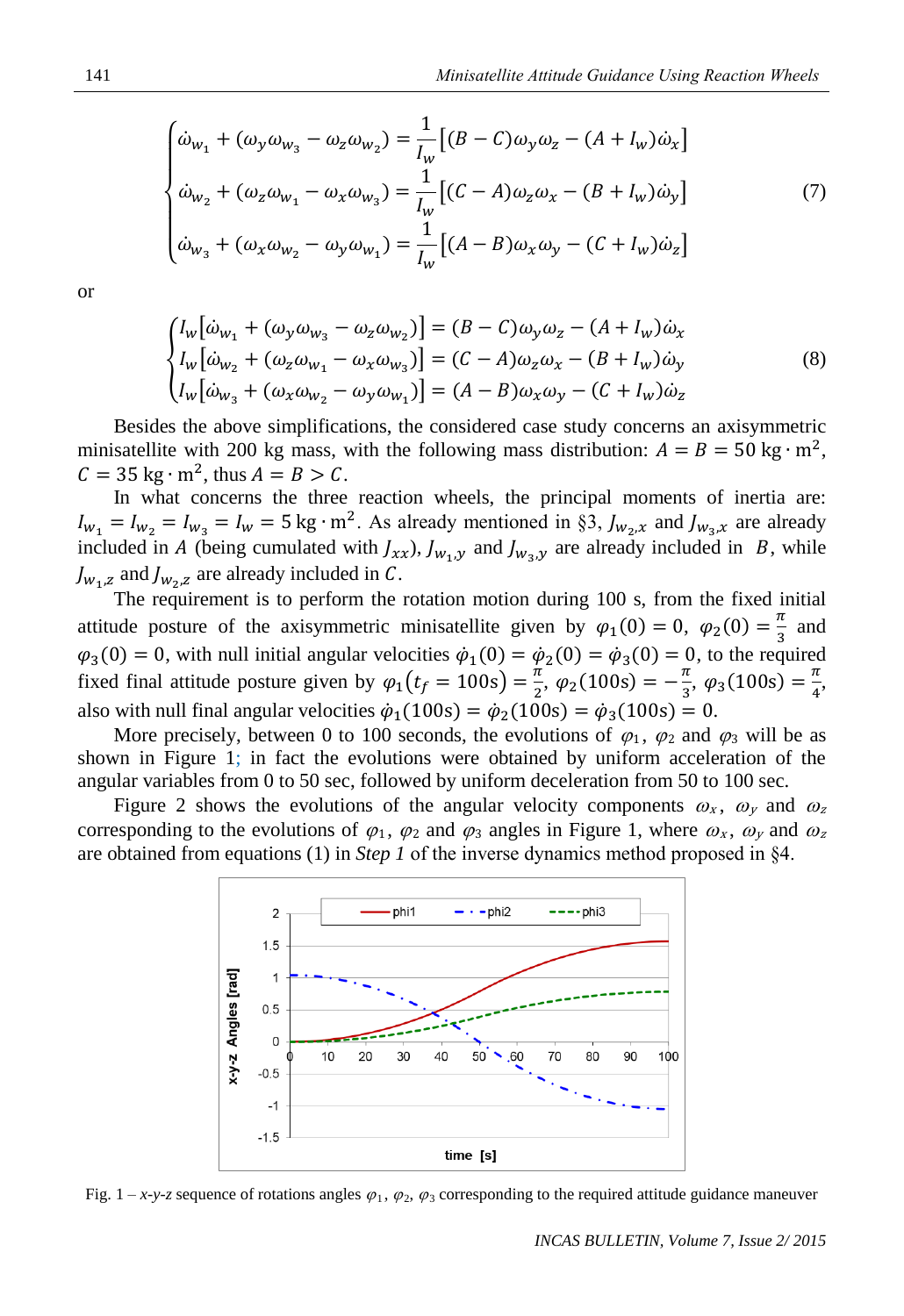$$
\begin{cases}
\dot{\omega}_{w_1} + (\omega_y \omega_{w_3} - \omega_z \omega_{w_2}) = \dfrac{1}{I_w}\left[(B - C)\omega_y \omega_z - (A + I_w)\dot{\omega}_x\right] \\
\dot{\omega}_{w_2} + (\omega_z \omega_{w_1} - \omega_x \omega_{w_3}) = \dfrac{1}{I_w}\left[(C - A)\omega_z \omega_x - (B + I_w)\dot{\omega}_y\right] \\
\dot{\omega}_{w_3} + (\omega_x \omega_{w_2} - \omega_y \omega_{w_1}) = \dfrac{1}{I_w}\left[(A - B)\omega_x \omega_y - (C + I_w)\dot{\omega}_z\right]
\end{cases}
\tag{7}
$$

or

$$
\begin{cases}
I_w\left[\dot{\omega}_{w_1} + (\omega_y \omega_{w_3} - \omega_z \omega_{w_2})\right] = (B - C)\omega_y \omega_z - (A + I_w)\dot{\omega}_x \\
I_w\left[\dot{\omega}_{w_2} + (\omega_z \omega_{w_1} - \omega_x \omega_{w_3})\right] = (C - A)\omega_z \omega_x - (B + I_w)\dot{\omega}_y \\
I_w\left[\dot{\omega}_{w_3} + (\omega_x \omega_{w_2} - \omega_y \omega_{w_1})\right] = (A - B)\omega_x \omega_y - (C + I_w)\dot{\omega}_z
\end{cases}
\tag{8}
$$

Besides the above simplifications, the considered case study concerns an axisymmetric minisatellite with 200 kg mass, with the following mass distribution: $A = B = 50\ \mathrm{kg \cdot m^2}$, $C = 35\ \mathrm{kg \cdot m^2}$, thus $A = B > C$.

In what concerns the three reaction wheels, the principal moments of inertia are: $I_{w_1} = I_{w_2} = I_{w_3} = I_w = 5\ \mathrm{kg \cdot m^2}$. As already mentioned in §3, $J_{w_2,x}$ and $J_{w_3,x}$ are already included in $A$ (being cumulated with $J_{xx}$), $J_{w_1,y}$ and $J_{w_3,y}$ are already included in $B$, while $J_{w_1,z}$ and $J_{w_2,z}$ are already included in $C$.

The requirement is to perform the rotation motion during 100 s, from the fixed initial attitude posture of the axisymmetric minisatellite given by $\varphi_1(0) = 0$, $\varphi_2(0) = \frac{\pi}{3}$ and $\varphi_3(0) = 0$, with null initial angular velocities $\dot{\varphi}_1(0) = \dot{\varphi}_2(0) = \dot{\varphi}_3(0) = 0$, to the required fixed final attitude posture given by $\varphi_1(t_f = 100\mathrm{s}) = \frac{\pi}{2}$, $\varphi_2(100\mathrm{s}) = -\frac{\pi}{3}$, $\varphi_3(100\mathrm{s}) = \frac{\pi}{4}$, also with null final angular velocities $\dot{\varphi}_1(100\mathrm{s}) = \dot{\varphi}_2(100\mathrm{s}) = \dot{\varphi}_3(100\mathrm{s}) = 0$.

More precisely, between 0 to 100 seconds, the evolutions of $\varphi_1$, $\varphi_2$ and $\varphi_3$ will be as shown in Figure 1; in fact the evolutions were obtained by uniform acceleration of the angular variables from 0 to 50 sec, followed by uniform deceleration from 50 to 100 sec.

Figure 2 shows the evolutions of the angular velocity components $\omega_x$, $\omega_y$ and $\omega_z$ corresponding to the evolutions of $\varphi_1$, $\varphi_2$ and $\varphi_3$ angles in Figure 1, where $\omega_x$, $\omega_y$ and $\omega_z$ are obtained from equations (1) in *Step 1* of the inverse dynamics method proposed in §4.

Fig. 1 – *x-y-z* sequence of rotations angles $\varphi_1$, $\varphi_2$, $\varphi_3$ corresponding to the required attitude guidance maneuver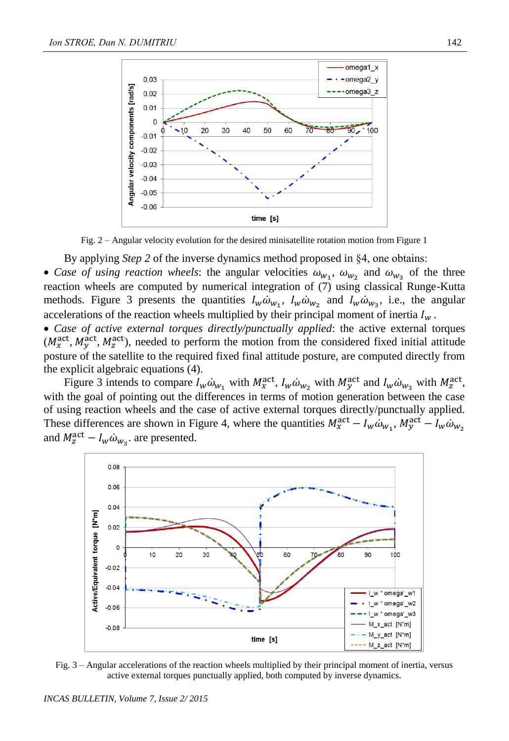Fig. 2 – Angular velocity evolution for the desired minisatellite rotation motion from Figure 1

By applying *Step 2* of the inverse dynamics method proposed in §4, one obtains:

- *Case of using reaction wheels*: the angular velocities $\omega_{w_1}$, $\omega_{w_2}$ and $\omega_{w_3}$ of the three reaction wheels are computed by numerical integration of (7) using classical Runge-Kutta methods. Figure 3 presents the quantities $I_w\dot{\omega}_{w_1}$, $I_w\dot{\omega}_{w_2}$ and $I_w\dot{\omega}_{w_3}$, i.e., the angular accelerations of the reaction wheels multiplied by their principal moment of inertia $I_w$.
- *Case of active external torques directly/punctually applied*: the active external torques ($M_x^{\text{act}}$, $M_y^{\text{act}}$, $M_z^{\text{act}}$), needed to perform the motion from the considered fixed initial attitude posture of the satellite to the required fixed final attitude posture, are computed directly from the explicit algebraic equations (4).

Figure 3 intends to compare $I_w\dot{\omega}_{w_1}$ with $M_x^{\text{act}}$, $I_w\dot{\omega}_{w_2}$ with $M_y^{\text{act}}$ and $I_w\dot{\omega}_{w_3}$ with $M_z^{\text{act}}$, with the goal of pointing out the differences in terms of motion generation between the case of using reaction wheels and the case of active external torques directly/punctually applied. These differences are shown in Figure 4, where the quantities $M_x^{\text{act}} - I_w\dot{\omega}_{w_1}$, $M_y^{\text{act}} - I_w\dot{\omega}_{w_2}$ and $M_z^{\text{act}} - I_w\dot{\omega}_{w_3}$. are presented.

Fig. 3 – Angular accelerations of the reaction wheels multiplied by their principal moment of inertia, versus active external torques punctually applied, both computed by inverse dynamics.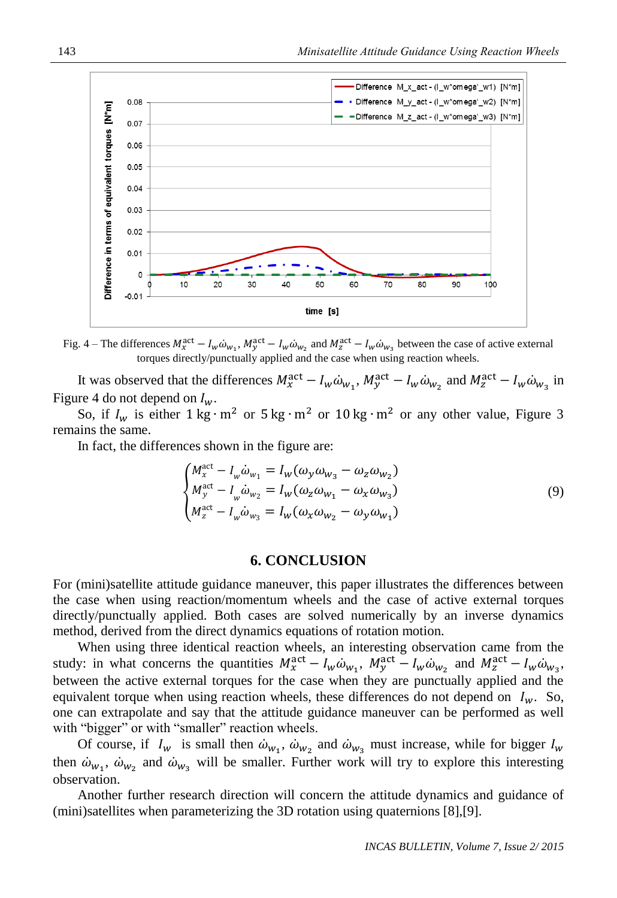Fig. 4 – The differences $M_x^{\text{act}} - I_w\dot{\omega}_{w_1}$, $M_y^{\text{act}} - I_w\dot{\omega}_{w_2}$ and $M_z^{\text{act}} - I_w\dot{\omega}_{w_3}$ between the case of active external torques directly/punctually applied and the case when using reaction wheels.

It was observed that the differences $M_x^{\text{act}} - I_w\dot{\omega}_{w_1}$, $M_y^{\text{act}} - I_w\dot{\omega}_{w_2}$ and $M_z^{\text{act}} - I_w\dot{\omega}_{w_3}$ in Figure 4 do not depend on $I_w$.

So, if $I_w$ is either $1\ \text{kg}\cdot\text{m}^2$ or $5\ \text{kg}\cdot\text{m}^2$ or $10\ \text{kg}\cdot\text{m}^2$ or any other value, Figure 3 remains the same.

In fact, the differences shown in the figure are:

$$\begin{cases} M_x^{\text{act}} - I_w\dot{\omega}_{w_1} = I_w(\omega_y\omega_{w_3} - \omega_z\omega_{w_2}) \\ M_y^{\text{act}} - I_w\dot{\omega}_{w_2} = I_w(\omega_z\omega_{w_1} - \omega_x\omega_{w_3}) \\ M_z^{\text{act}} - I_w\dot{\omega}_{w_3} = I_w(\omega_x\omega_{w_2} - \omega_y\omega_{w_1}) \end{cases} \tag{9}$$

## 6. CONCLUSION

For (mini)satellite attitude guidance maneuver, this paper illustrates the differences between the case when using reaction/momentum wheels and the case of active external torques directly/punctually applied. Both cases are solved numerically by an inverse dynamics method, derived from the direct dynamics equations of rotation motion.

When using three identical reaction wheels, an interesting observation came from the study: in what concerns the quantities $M_x^{\text{act}} - I_w\dot{\omega}_{w_1}$, $M_y^{\text{act}} - I_w\dot{\omega}_{w_2}$ and $M_z^{\text{act}} - I_w\dot{\omega}_{w_3}$, between the active external torques for the case when they are punctually applied and the equivalent torque when using reaction wheels, these differences do not depend on $I_w$. So, one can extrapolate and say that the attitude guidance maneuver can be performed as well with "bigger" or with "smaller" reaction wheels.

Of course, if $I_w$ is small then $\dot{\omega}_{w_1}$, $\dot{\omega}_{w_2}$ and $\dot{\omega}_{w_3}$ must increase, while for bigger $I_w$ then $\dot{\omega}_{w_1}$, $\dot{\omega}_{w_2}$ and $\dot{\omega}_{w_3}$ will be smaller. Further work will try to explore this interesting observation.

Another further research direction will concern the attitude dynamics and guidance of (mini)satellites when parameterizing the 3D rotation using quaternions [8],[9].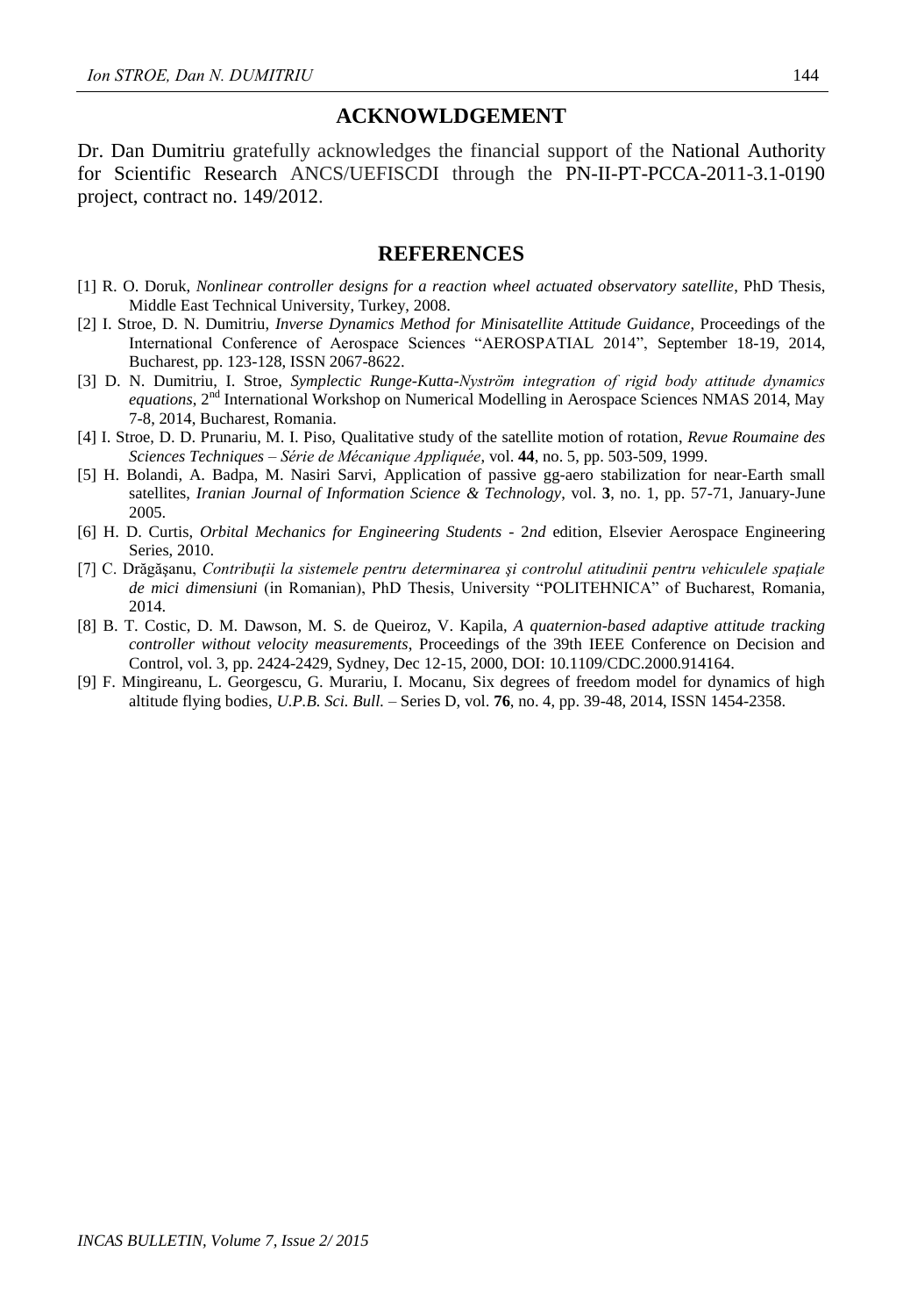## ACKNOWLDGEMENT

Dr. Dan Dumitriu gratefully acknowledges the financial support of the National Authority for Scientific Research ANCS/UEFISCDI through the PN-II-PT-PCCA-2011-3.1-0190 project, contract no. 149/2012.

## REFERENCES

[1] R. O. Doruk, *Nonlinear controller designs for a reaction wheel actuated observatory satellite*, PhD Thesis, Middle East Technical University, Turkey, 2008.

[2] I. Stroe, D. N. Dumitriu, *Inverse Dynamics Method for Minisatellite Attitude Guidance*, Proceedings of the International Conference of Aerospace Sciences "AEROSPATIAL 2014", September 18-19, 2014, Bucharest, pp. 123-128, ISSN 2067-8622.

[3] D. N. Dumitriu, I. Stroe, *Symplectic Runge-Kutta-Nyström integration of rigid body attitude dynamics equations*, 2nd International Workshop on Numerical Modelling in Aerospace Sciences NMAS 2014, May 7-8, 2014, Bucharest, Romania.

[4] I. Stroe, D. D. Prunariu, M. I. Piso, Qualitative study of the satellite motion of rotation, *Revue Roumaine des Sciences Techniques – Série de Mécanique Appliquée*, vol. **44**, no. 5, pp. 503-509, 1999.

[5] H. Bolandi, A. Badpa, M. Nasiri Sarvi, Application of passive gg-aero stabilization for near-Earth small satellites, *Iranian Journal of Information Science & Technology*, vol. **3**, no. 1, pp. 57-71, January-June 2005.

[6] H. D. Curtis, *Orbital Mechanics for Engineering Students* - 2*nd* edition, Elsevier Aerospace Engineering Series, 2010.

[7] C. Drăgăşanu, *Contribuţii la sistemele pentru determinarea şi controlul atitudinii pentru vehiculele spaţiale de mici dimensiuni* (in Romanian), PhD Thesis, University "POLITEHNICA" of Bucharest, Romania, 2014.

[8] B. T. Costic, D. M. Dawson, M. S. de Queiroz, V. Kapila, *A quaternion-based adaptive attitude tracking controller without velocity measurements*, Proceedings of the 39th IEEE Conference on Decision and Control, vol. 3, pp. 2424-2429, Sydney, Dec 12-15, 2000, DOI: 10.1109/CDC.2000.914164.

[9] F. Mingireanu, L. Georgescu, G. Murariu, I. Mocanu, Six degrees of freedom model for dynamics of high altitude flying bodies, *U.P.B. Sci. Bull.* – Series D, vol. **76**, no. 4, pp. 39-48, 2014, ISSN 1454-2358.